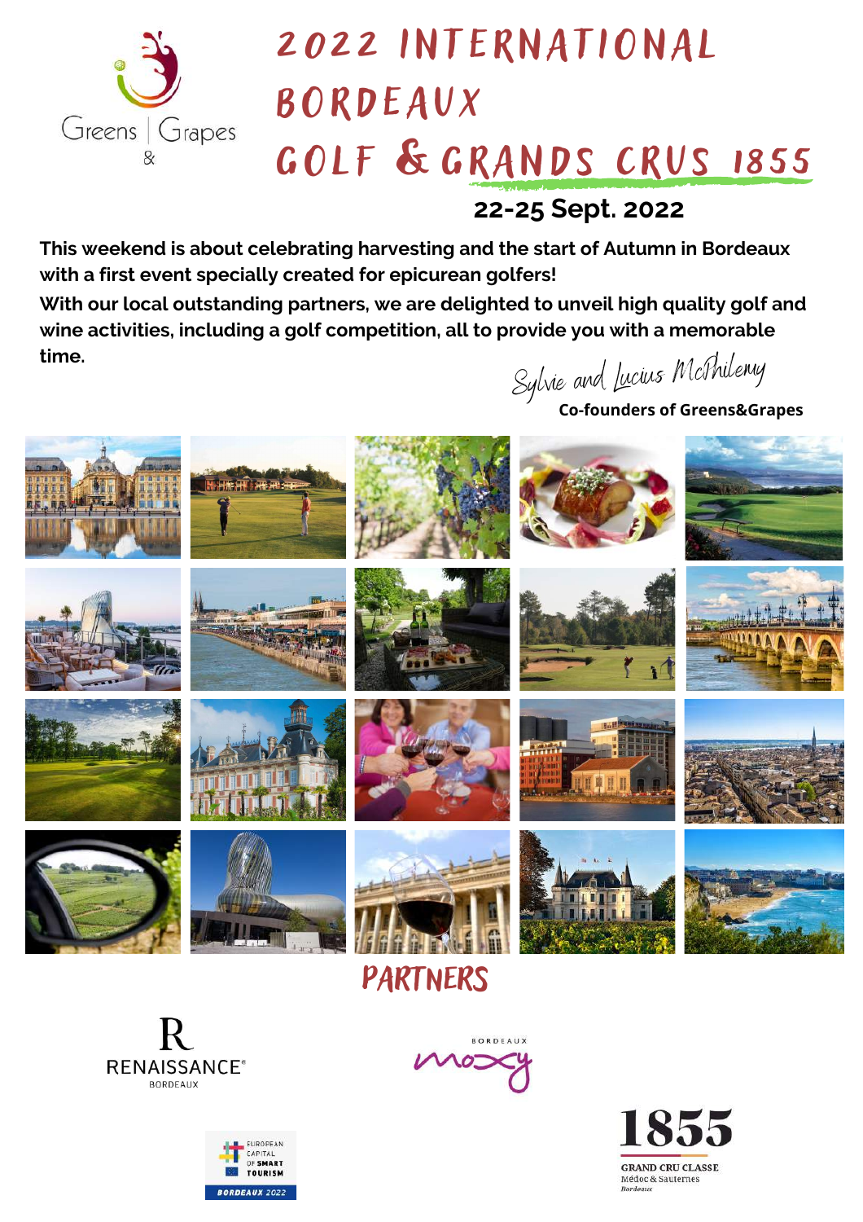Greens & Grapes

# 2022 INTERNATIONAL BORDEAUX GOLF & GRANDS CRUS 1855

## 22-25 Sept. 2022

**This weekend is about celebrating harvesting and the start of Autumn in Bordeaux with a first event specially created for epicurean golfers!**

**With our local outstanding partners, we are delighted to unveil high quality golf and wine activities, including a golf competition, all to provide you with a memorable time.**

*Sylvie and Lucius McPhilemy*

**Co-founders of Greens&Grapes**

## PARTNERS

RENAISSANCE BORDEAUX

BORDEAUX moxy

EUROPEAN CAPITAL OF SMART TOURISM BORDEAUX 2022

1855 GRAND CRU CLASSE Médoc & Sauternes Bordeaux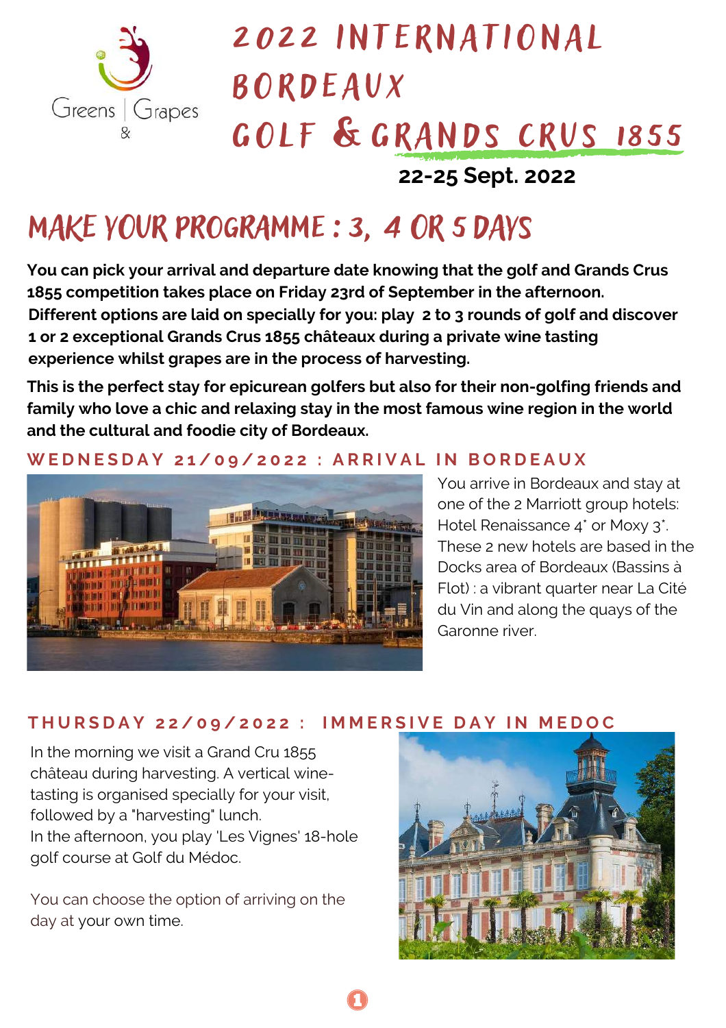Greens & Grapes

# 2022 INTERNATIONAL BORDEAUX GOLF & GRANDS CRUS 1855

**22-25 Sept. 2022**

## MAKE YOUR PROGRAMME : 3, 4 OR 5 DAYS

**You can pick your arrival and departure date knowing that the golf and Grands Crus 1855 competition takes place on Friday 23rd of September in the afternoon. Different options are laid on specially for you: play 2 to 3 rounds of golf and discover 1 or 2 exceptional Grands Crus 1855 châteaux during a private wine tasting experience whilst grapes are in the process of harvesting.**

**This is the perfect stay for epicurean golfers but also for their non-golfing friends and family who love a chic and relaxing stay in the most famous wine region in the world and the cultural and foodie city of Bordeaux.**

### WEDNESDAY 21/09/2022 : ARRIVAL IN BORDEAUX

You arrive in Bordeaux and stay at one of the 2 Marriott group hotels: Hotel Renaissance 4* or Moxy 3*. These 2 new hotels are based in the Docks area of Bordeaux (Bassins à Flot) : a vibrant quarter near La Cité du Vin and along the quays of the Garonne river.

### THURSDAY 22/09/2022 : IMMERSIVE DAY IN MEDOC

In the morning we visit a Grand Cru 1855 château during harvesting. A vertical wine-tasting is organised specially for your visit, followed by a "harvesting" lunch.
In the afternoon, you play 'Les Vignes' 18-hole golf course at Golf du Médoc.

You can choose the option of arriving on the day at your own time.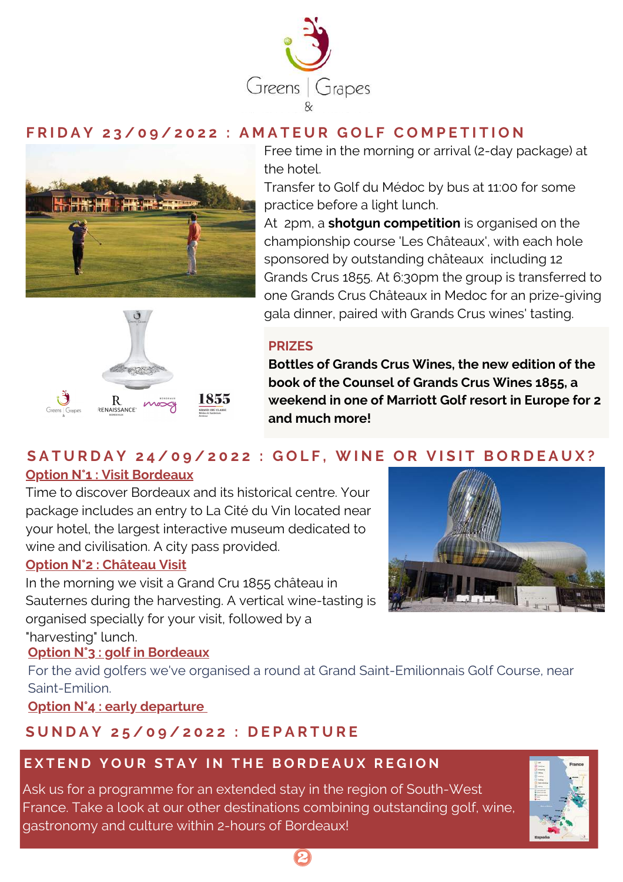## FRIDAY 23/09/2022 : AMATEUR GOLF COMPETITION

Free time in the morning or arrival (2-day package) at the hotel.

Transfer to Golf du Médoc by bus at 11:00 for some practice before a light lunch.

At 2pm, a **shotgun competition** is organised on the championship course 'Les Châteaux', with each hole sponsored by outstanding châteaux including 12 Grands Crus 1855. At 6:30pm the group is transferred to one Grands Crus Châteaux in Medoc for an prize-giving gala dinner, paired with Grands Crus wines' tasting.

### PRIZES

**Bottles of Grands Crus Wines, the new edition of the book of the Counsel of Grands Crus Wines 1855, a weekend in one of Marriott Golf resort in Europe for 2 and much more!**

## SATURDAY 24/09/2022 : GOLF, WINE OR VISIT BORDEAUX?

**Option N°1 : Visit Bordeaux**

Time to discover Bordeaux and its historical centre. Your package includes an entry to La Cité du Vin located near your hotel, the largest interactive museum dedicated to wine and civilisation. A city pass provided.

**Option N°2 : Château Visit**

In the morning we visit a Grand Cru 1855 château in Sauternes during the harvesting. A vertical wine-tasting is organised specially for your visit, followed by a "harvesting" lunch.

**Option N°3 : golf in Bordeaux**

For the avid golfers we've organised a round at Grand Saint-Emilionnais Golf Course, near Saint-Emilion.

**Option N°4 : early departure**

## SUNDAY 25/09/2022 : DEPARTURE

## EXTEND YOUR STAY IN THE BORDEAUX REGION

Ask us for a programme for an extended stay in the region of South-West France. Take a look at our other destinations combining outstanding golf, wine, gastronomy and culture within 2-hours of Bordeaux!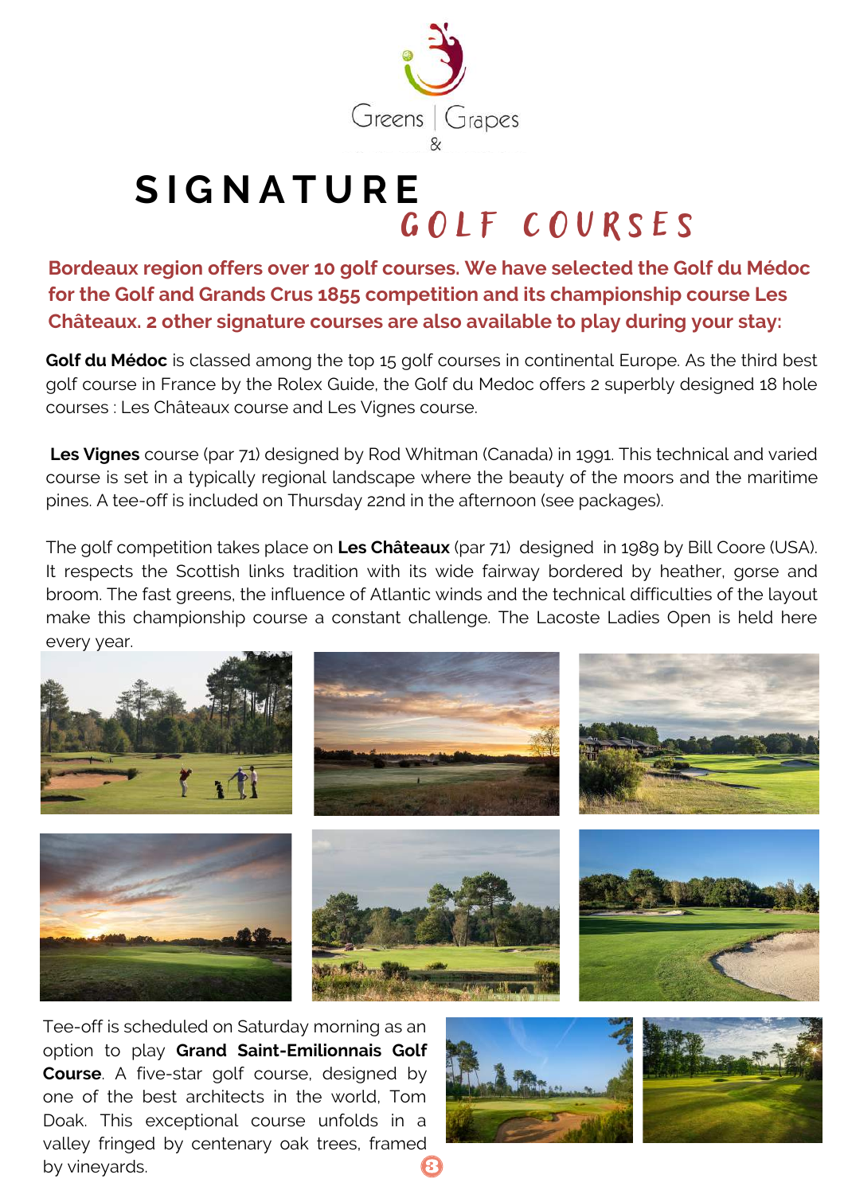Greens & Grapes

# SIGNATURE GOLF COURSES

**Bordeaux region offers over 10 golf courses. We have selected the Golf du Médoc for the Golf and Grands Crus 1855 competition and its championship course Les Châteaux. 2 other signature courses are also available to play during your stay:**

**Golf du Médoc** is classed among the top 15 golf courses in continental Europe. As the third best golf course in France by the Rolex Guide, the Golf du Medoc offers 2 superbly designed 18 hole courses : Les Châteaux course and Les Vignes course.

**Les Vignes** course (par 71) designed by Rod Whitman (Canada) in 1991. This technical and varied course is set in a typically regional landscape where the beauty of the moors and the maritime pines. A tee-off is included on Thursday 22nd in the afternoon (see packages).

The golf competition takes place on **Les Châteaux** (par 71) designed in 1989 by Bill Coore (USA). It respects the Scottish links tradition with its wide fairway bordered by heather, gorse and broom. The fast greens, the influence of Atlantic winds and the technical difficulties of the layout make this championship course a constant challenge. The Lacoste Ladies Open is held here every year.

Tee-off is scheduled on Saturday morning as an option to play **Grand Saint-Emilionnais Golf Course**. A five-star golf course, designed by one of the best architects in the world, Tom Doak. This exceptional course unfolds in a valley fringed by centenary oak trees, framed by vineyards.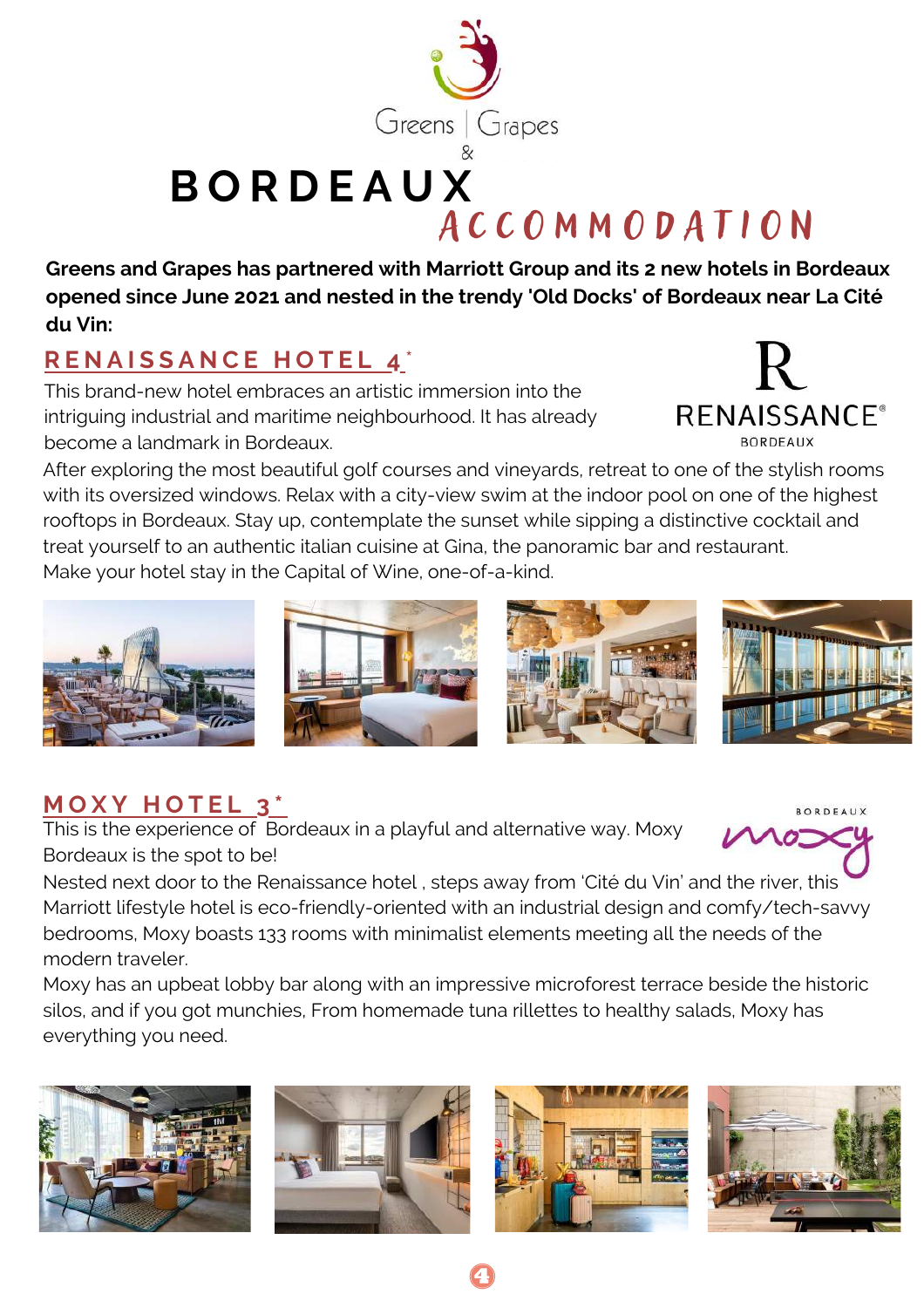Greens & Grapes

# BORDEAUX ACCOMMODATION

**Greens and Grapes has partnered with Marriott Group and its 2 new hotels in Bordeaux opened since June 2021 and nested in the trendy 'Old Docks' of Bordeaux near La Cité du Vin:**

## RENAISSANCE HOTEL 4*

This brand-new hotel embraces an artistic immersion into the intriguing industrial and maritime neighbourhood. It has already become a landmark in Bordeaux.

After exploring the most beautiful golf courses and vineyards, retreat to one of the stylish rooms with its oversized windows. Relax with a city-view swim at the indoor pool on one of the highest rooftops in Bordeaux. Stay up, contemplate the sunset while sipping a distinctive cocktail and treat yourself to an authentic italian cuisine at Gina, the panoramic bar and restaurant.
Make your hotel stay in the Capital of Wine, one-of-a-kind.

## MOXY HOTEL 3*

This is the experience of Bordeaux in a playful and alternative way. Moxy Bordeaux is the spot to be!

Nested next door to the Renaissance hotel , steps away from 'Cité du Vin' and the river, this Marriott lifestyle hotel is eco-friendly-oriented with an industrial design and comfy/tech-savvy bedrooms, Moxy boasts 133 rooms with minimalist elements meeting all the needs of the modern traveler.

Moxy has an upbeat lobby bar along with an impressive microforest terrace beside the historic silos, and if you got munchies, From homemade tuna rillettes to healthy salads, Moxy has everything you need.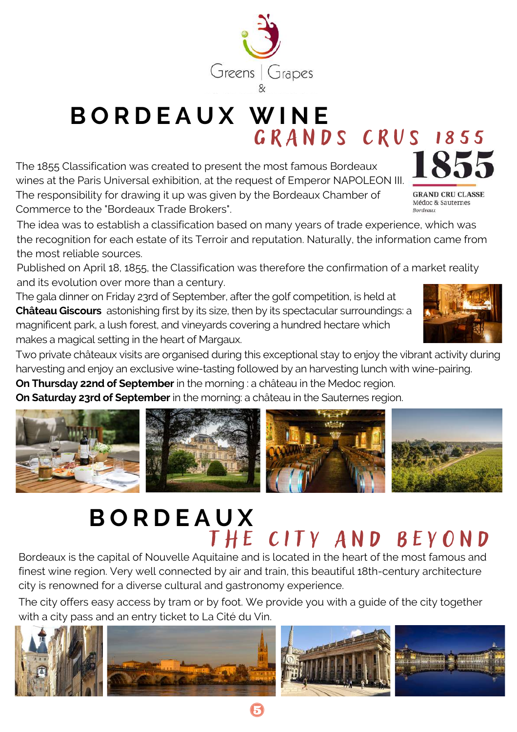Greens & Grapes

# BORDEAUX WINE

## GRANDS CRUS 1855

1855
GRAND CRU CLASSE
Médoc & Sauternes
Bordeaux

The 1855 Classification was created to present the most famous Bordeaux wines at the Paris Universal exhibition, at the request of Emperor NAPOLEON III. The responsibility for drawing it up was given by the Bordeaux Chamber of Commerce to the "Bordeaux Trade Brokers".

The idea was to establish a classification based on many years of trade experience, which was the recognition for each estate of its Terroir and reputation. Naturally, the information came from the most reliable sources.

Published on April 18, 1855, the Classification was therefore the confirmation of a market reality and its evolution over more than a century.

The gala dinner on Friday 23rd of September, after the golf competition, is held at **Château Giscours** astonishing first by its size, then by its spectacular surroundings: a magnificent park, a lush forest, and vineyards covering a hundred hectare which makes a magical setting in the heart of Margaux.

Two private châteaux visits are organised during this exceptional stay to enjoy the vibrant activity during harvesting and enjoy an exclusive wine-tasting followed by an harvesting lunch with wine-pairing.

**On Thursday 22nd of September** in the morning : a château in the Medoc region.

**On Saturday 23rd of September** in the morning: a château in the Sauternes region.

# BORDEAUX

## THE CITY AND BEYOND

Bordeaux is the capital of Nouvelle Aquitaine and is located in the heart of the most famous and finest wine region. Very well connected by air and train, this beautiful 18th-century architecture city is renowned for a diverse cultural and gastronomy experience.

The city offers easy access by tram or by foot. We provide you with a guide of the city together with a city pass and an entry ticket to La Cité du Vin.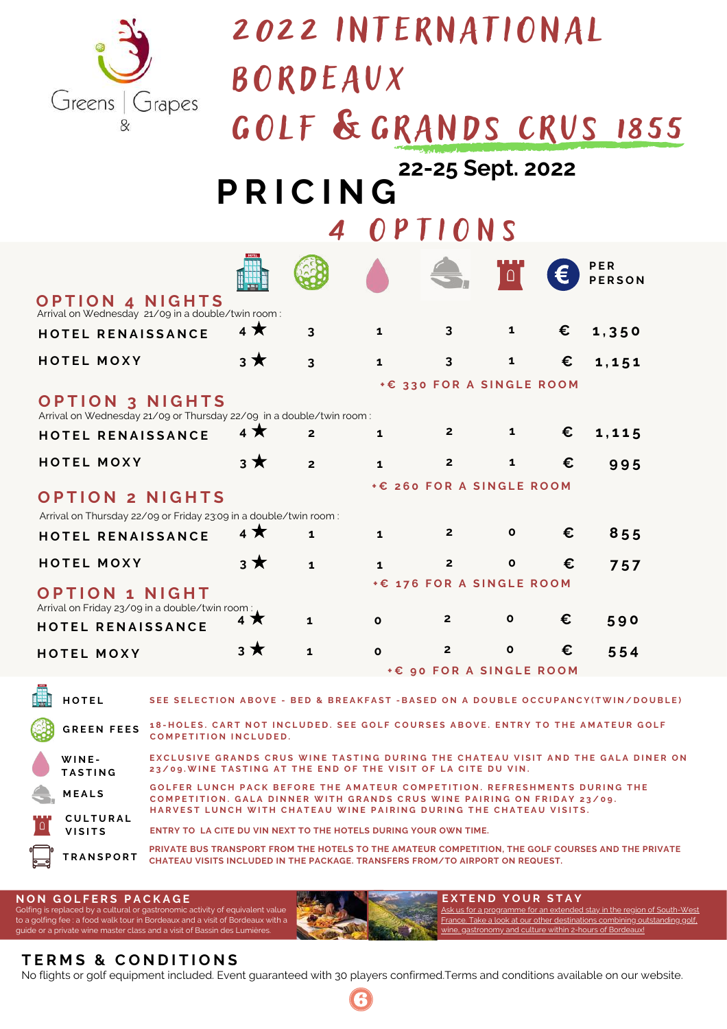Greens & Grapes

# 2022 INTERNATIONAL BORDEAUX GOLF & GRANDS CRUS 1855

## PRICING

**22-25 Sept. 2022**

### 4 OPTIONS

| | Hotel | Green fees | Wine-tasting | Meals | Cultural visits | € | PER PERSON |
|---|---|---|---|---|---|---|---|
| **OPTION 4 NIGHTS** — Arrival on Wednesday 21/09 in a double/twin room : | | | | | | | |
| HOTEL RENAISSANCE | 4 ★ | 3 | 1 | 3 | 1 | € | 1,350 |
| HOTEL MOXY | 3 ★ | 3 | 1 | 3 | 1 | € | 1,151 |
| | | | +€ 330 FOR A SINGLE ROOM | | | | |
| **OPTION 3 NIGHTS** — Arrival on Wednesday 21/09 or Thursday 22/09 in a double/twin room : | | | | | | | |
| HOTEL RENAISSANCE | 4 ★ | 2 | 1 | 2 | 1 | € | 1,115 |
| HOTEL MOXY | 3 ★ | 2 | 1 | 2 | 1 | € | 995 |
| | | | +€ 260 FOR A SINGLE ROOM | | | | |
| **OPTION 2 NIGHTS** — Arrival on Thursday 22/09 or Friday 23:09 in a double/twin room : | | | | | | | |
| HOTEL RENAISSANCE | 4 ★ | 1 | 1 | 2 | 0 | € | 855 |
| HOTEL MOXY | 3 ★ | 1 | 1 | 2 | 0 | € | 757 |
| | | | +€ 176 FOR A SINGLE ROOM | | | | |
| **OPTION 1 NIGHT** — Arrival on Friday 23/09 in a double/twin room : | | | | | | | |
| HOTEL RENAISSANCE | 4 ★ | 1 | 0 | 2 | 0 | € | 590 |
| HOTEL MOXY | 3 ★ | 1 | 0 | 2 | 0 | € | 554 |
| | | | +€ 90 FOR A SINGLE ROOM | | | | |

**HOTEL** — SEE SELECTION ABOVE - BED & BREAKFAST -BASED ON A DOUBLE OCCUPANCY(TWIN/DOUBLE)

**GREEN FEES** — 18-HOLES. CART NOT INCLUDED. SEE GOLF COURSES ABOVE. ENTRY TO THE AMATEUR GOLF COMPETITION INCLUDED.

**WINE-TASTING** — EXCLUSIVE GRANDS CRUS WINE TASTING DURING THE CHATEAU VISIT AND THE GALA DINER ON 23/09.WINE TASTING AT THE END OF THE VISIT OF LA CITE DU VIN.

**MEALS** — GOLFER LUNCH PACK BEFORE THE AMATEUR COMPETITION. REFRESHMENTS DURING THE COMPETITION. GALA DINNER WITH GRANDS CRUS WINE PAIRING ON FRIDAY 23/09. HARVEST LUNCH WITH CHATEAU WINE PAIRING DURING THE CHATEAU VISITS.

**CULTURAL VISITS** — ENTRY TO LA CITE DU VIN NEXT TO THE HOTELS DURING YOUR OWN TIME.

**TRANSPORT** — PRIVATE BUS TRANSPORT FROM THE HOTELS TO THE AMATEUR COMPETITION, THE GOLF COURSES AND THE PRIVATE CHATEAU VISITS INCLUDED IN THE PACKAGE. TRANSFERS FROM/TO AIRPORT ON REQUEST.

### NON GOLFERS PACKAGE

Golfing is replaced by a cultural or gastronomic activity of equivalent value to a golfing fee : a food walk tour in Bordeaux and a visit of Bordeaux with a guide or a private wine master class and a visit of Bassin des Lumières.

### EXTEND YOUR STAY

Ask us for a programme for an extended stay in the region of South-West France. Take a look at our other destinations combining outstanding golf, wine, gastronomy and culture within 2-hours of Bordeaux!

## TERMS & CONDITIONS

No flights or golf equipment included. Event guaranteed with 30 players confirmed.Terms and conditions available on our website.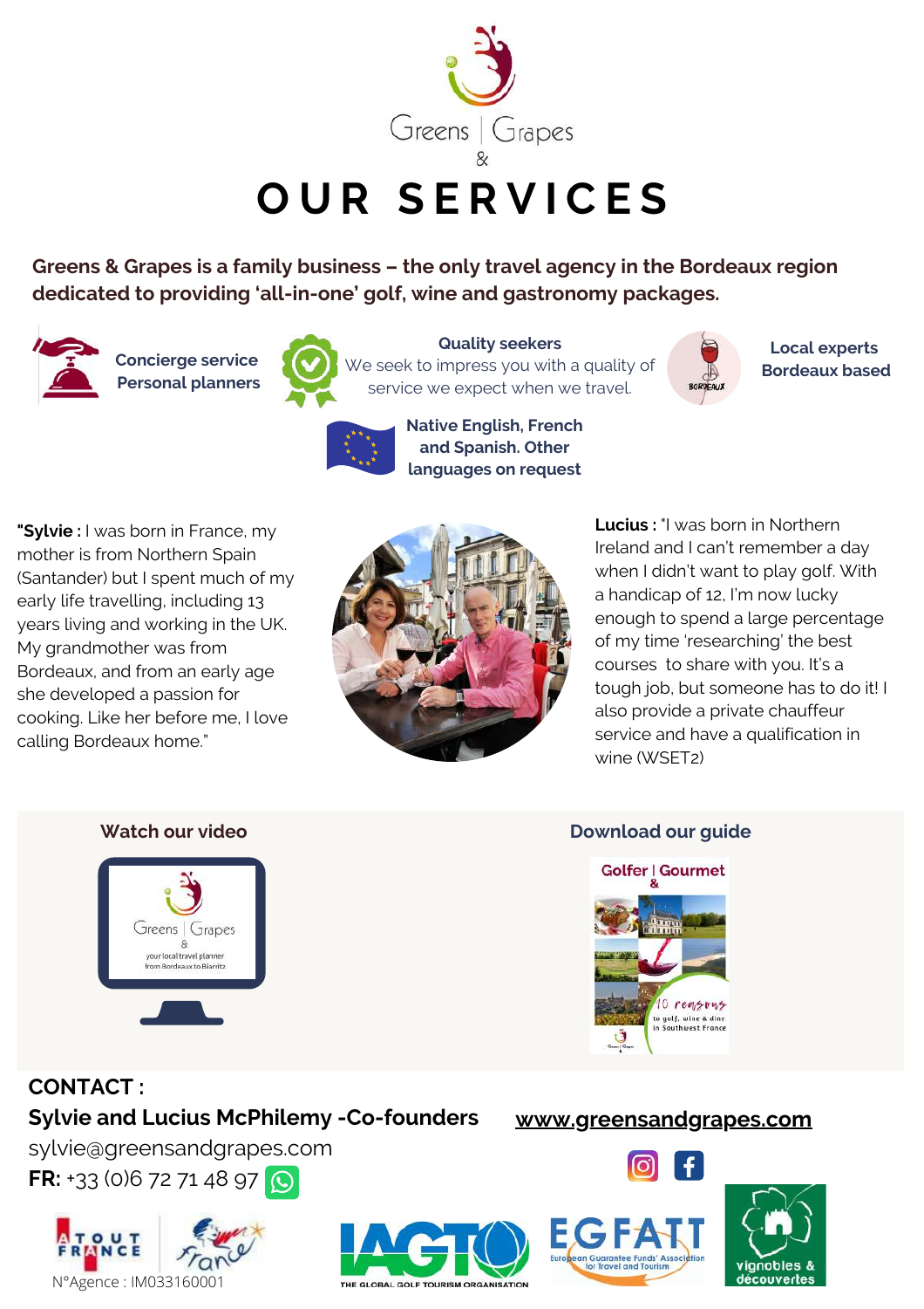Greens & Grapes

# OUR SERVICES

**Greens & Grapes is a family business – the only travel agency in the Bordeaux region dedicated to providing 'all-in-one' golf, wine and gastronomy packages.**

**Concierge service**
**Personal planners**

**Quality seekers**
We seek to impress you with a quality of service we expect when we travel.

**Local experts**
**Bordeaux based**

**Native English, French and Spanish. Other languages on request**

**"Sylvie :** I was born in France, my mother is from Northern Spain (Santander) but I spent much of my early life travelling, including 13 years living and working in the UK. My grandmother was from Bordeaux, and from an early age she developed a passion for cooking. Like her before me, I love calling Bordeaux home."

**Lucius :** "I was born in Northern Ireland and I can't remember a day when I didn't want to play golf. With a handicap of 12, I'm now lucky enough to spend a large percentage of my time 'researching' the best courses to share with you. It's a tough job, but someone has to do it! I also provide a private chauffeur service and have a qualification in wine (WSET2)

**Watch our video**

Greens | Grapes &
your local travel planner
from Bordeaux to Biarritz

**Download our guide**

Golfer | Gourmet &
10 reasons to golf, wine & dine in Southwest France

**CONTACT :**
**Sylvie and Lucius McPhilemy -Co-founders**
sylvie@greensandgrapes.com
**FR:** +33 (0)6 72 71 48 97

**www.greensandgrapes.com**

ATOUT FRANCE
N°Agence : IM033160001

IAGTO THE GLOBAL GOLF TOURISM ORGANISATION

EGFATT European Guarantee Funds' Association for Travel and Tourism

vignobles & découvertes